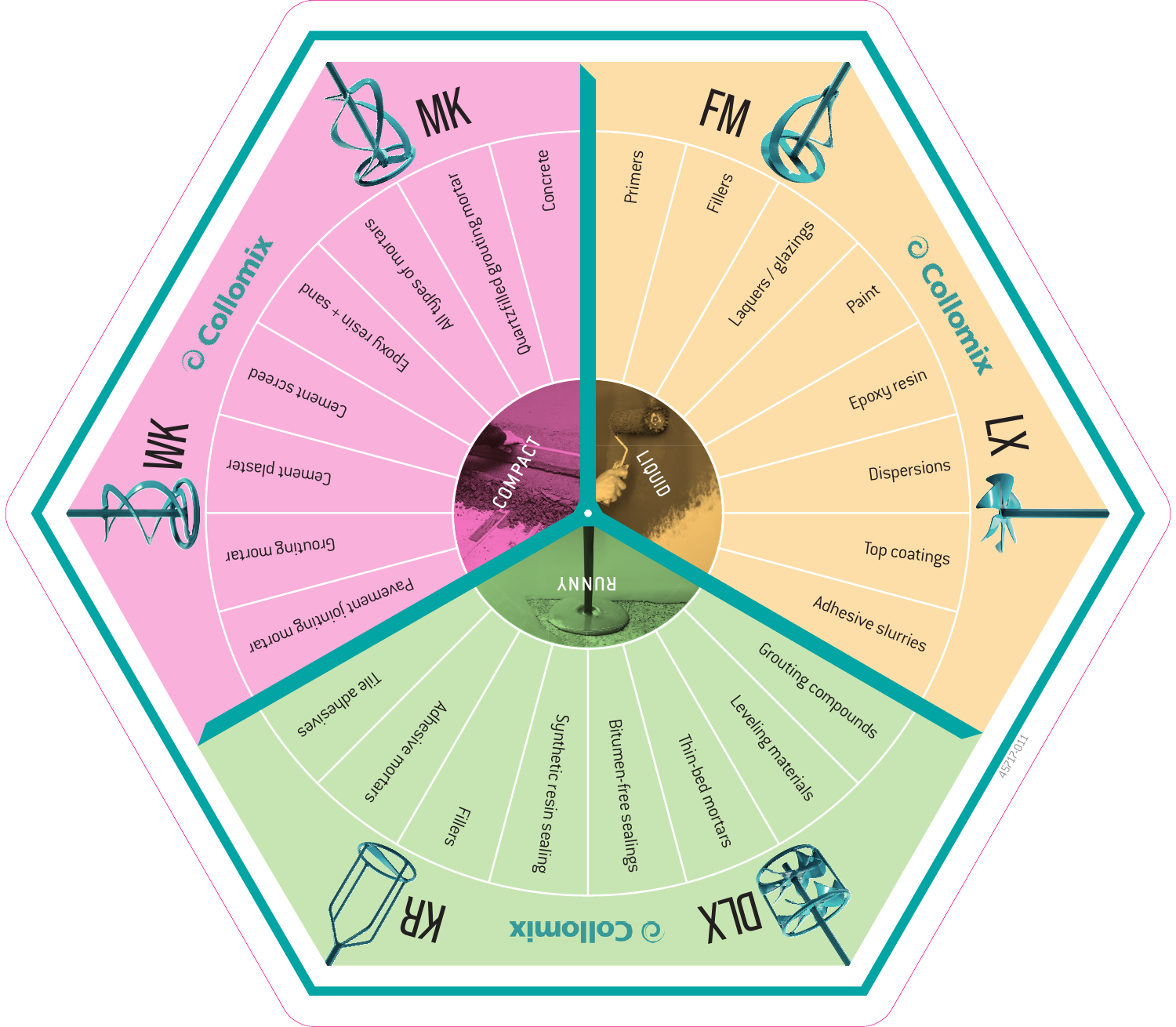# COMPACT

## MK

- Concrete
- Quartzfilled grouting mortar
- All types of mortars
- Epoxy resin + sand

## WK

- Cement screed
- Cement plaster
- Grouting mortar
- Pavement jointing mortar

# LIQUID

## FM

- Primers
- Fillers
- Laquers / glazings
- Paint

## LX

- Epoxy resin
- Dispersions
- Top coatings
- Adhesive slurries

# RUNNY

## DLX

- Grouting compounds
- Leveling materials
- Thin-bed mortars
- Bitumen-free sealings

## KR

- Synthetic resin sealing
- Fillers
- Adhesive mortars
- Tile adhesives

Collomix

45172.011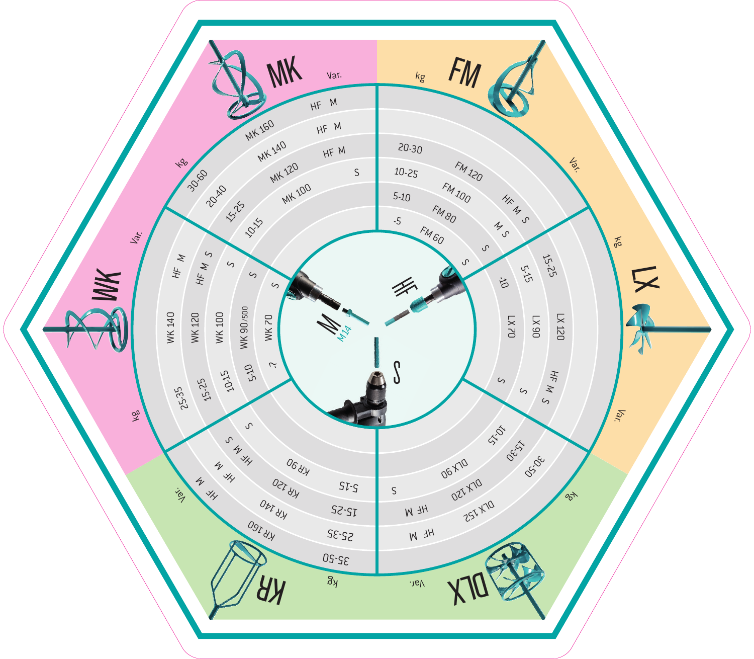MK
Var.
kg
MK 160 30-60 HF M
MK 140 20-40 HF M
MK 120 15-25 HF M
MK 100 10-15 S

FM
kg
Var.
FM 120 20-30 HF M S
FM 100 10-25 M S
FM 80 5-10 S
FM 60 -5 S

LX
kg
Var.
LX 120 15-25 HF M S
LX 90 5-15 S
LX 70 -10 S

DLX
kg
Var.
DLX 152 30-50 HF M
DLX 120 15-30 HF M
DLX 90 10-15 S

KR
kg
Var.
KR 160 35-50 HF M
KR 140 25-35 HF M
KR 120 15-25 HF M S
KR 90 5-15 S

WK
Var.
kg
WK 140 25-35 HF M
WK 120 15-25 HF M S
WK 100 10-15 S
WK 90/500 5-10 S
WK 70 -? S

HF
M
M14
S